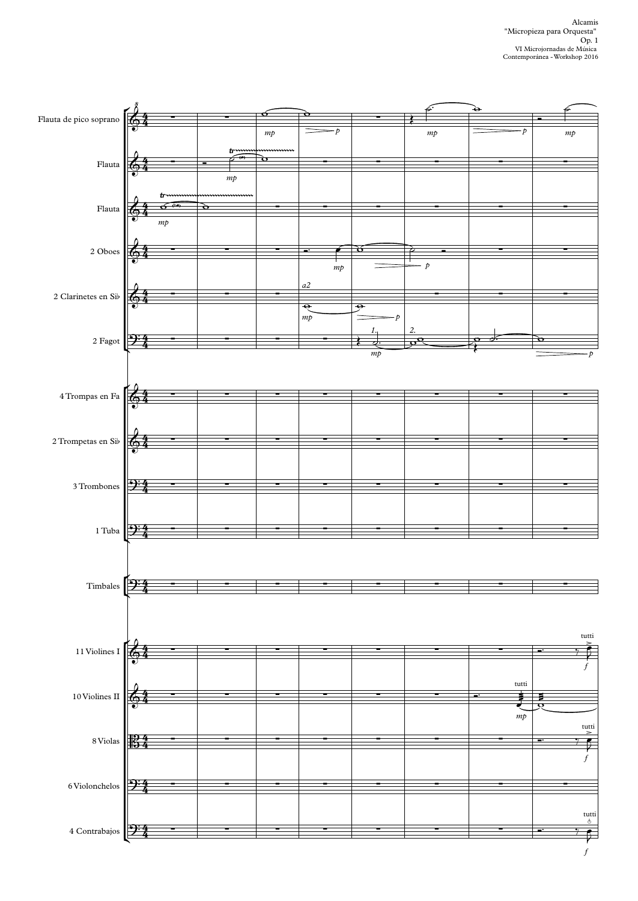Alcamis
"Micropieza para Orquesta"
Op. 1
VI Microjornadas de Música
Contemporánea - Workshop 2016

Flauta de pico soprano

Flauta

Flauta

2 Oboes

2 Clarinetes en Si♭

2 Fagot

4 Trompas en Fa

2 Trompetas en Si♭

3 Trombones

1 Tuba

Timbales

11 Violines I

10 Violines II

8 Violas

6 Violonchelos

4 Contrabajos